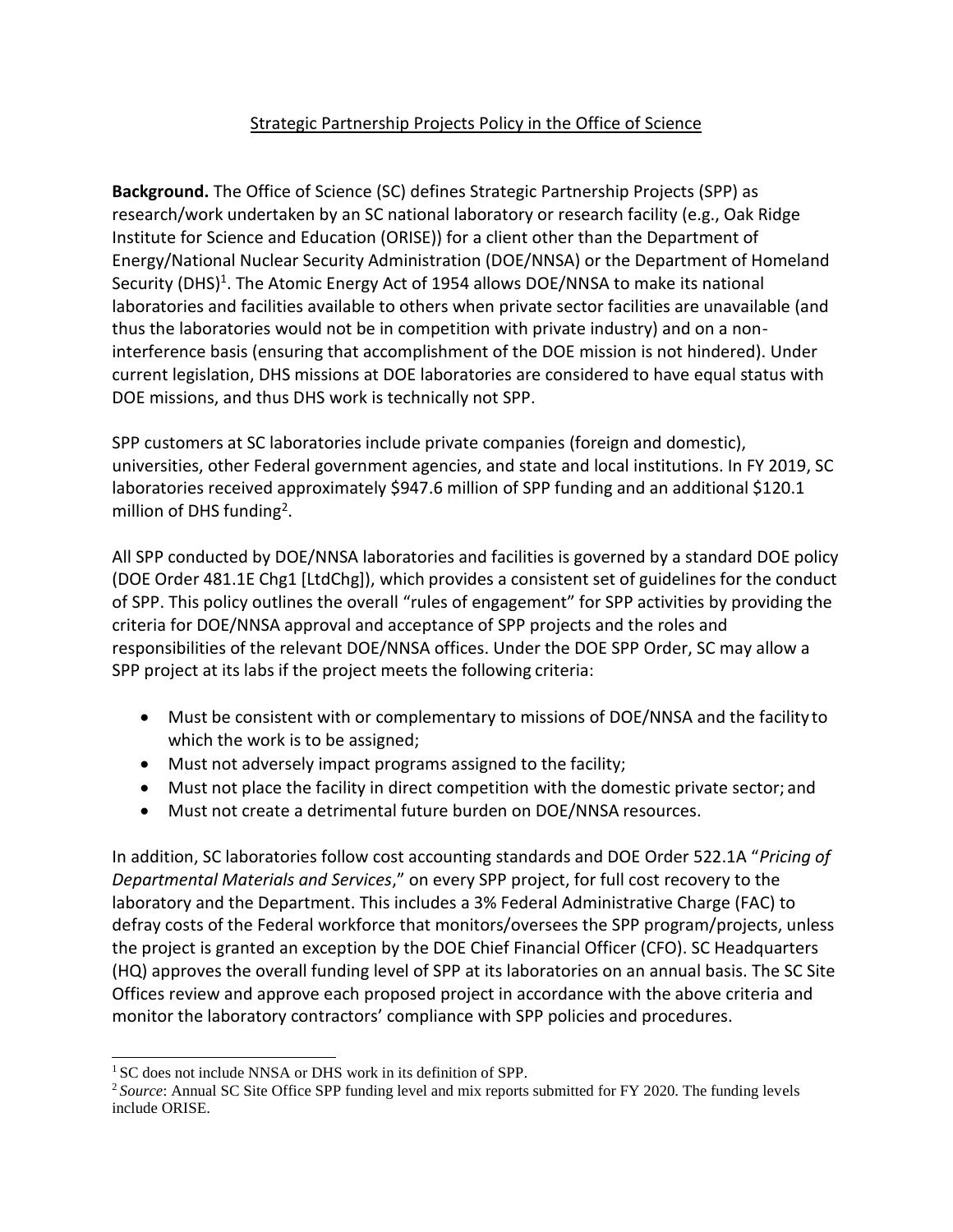# Strategic Partnership Projects Policy in the Office of Science

**Background.** The Office of Science (SC) defines Strategic Partnership Projects (SPP) as research/work undertaken by an SC national laboratory or research facility (e.g., Oak Ridge Institute for Science and Education (ORISE)) for a client other than the Department of Energy/National Nuclear Security Administration (DOE/NNSA) or the Department of Homeland Security (DHS)[1]. The Atomic Energy Act of 1954 allows DOE/NNSA to make its national laboratories and facilities available to others when private sector facilities are unavailable (and thus the laboratories would not be in competition with private industry) and on a non-interference basis (ensuring that accomplishment of the DOE mission is not hindered). Under current legislation, DHS missions at DOE laboratories are considered to have equal status with DOE missions, and thus DHS work is technically not SPP.

SPP customers at SC laboratories include private companies (foreign and domestic), universities, other Federal government agencies, and state and local institutions. In FY 2019, SC laboratories received approximately $947.6 million of SPP funding and an additional $120.1 million of DHS funding[2].

All SPP conducted by DOE/NNSA laboratories and facilities is governed by a standard DOE policy (DOE Order 481.1E Chg1 [LtdChg]), which provides a consistent set of guidelines for the conduct of SPP. This policy outlines the overall "rules of engagement" for SPP activities by providing the criteria for DOE/NNSA approval and acceptance of SPP projects and the roles and responsibilities of the relevant DOE/NNSA offices. Under the DOE SPP Order, SC may allow a SPP project at its labs if the project meets the following criteria:

- Must be consistent with or complementary to missions of DOE/NNSA and the facility to which the work is to be assigned;
- Must not adversely impact programs assigned to the facility;
- Must not place the facility in direct competition with the domestic private sector; and
- Must not create a detrimental future burden on DOE/NNSA resources.

In addition, SC laboratories follow cost accounting standards and DOE Order 522.1A "*Pricing of Departmental Materials and Services*," on every SPP project, for full cost recovery to the laboratory and the Department. This includes a 3% Federal Administrative Charge (FAC) to defray costs of the Federal workforce that monitors/oversees the SPP program/projects, unless the project is granted an exception by the DOE Chief Financial Officer (CFO). SC Headquarters (HQ) approves the overall funding level of SPP at its laboratories on an annual basis. The SC Site Offices review and approve each proposed project in accordance with the above criteria and monitor the laboratory contractors' compliance with SPP policies and procedures.

[1] SC does not include NNSA or DHS work in its definition of SPP.

[2] *Source*: Annual SC Site Office SPP funding level and mix reports submitted for FY 2020. The funding levels include ORISE.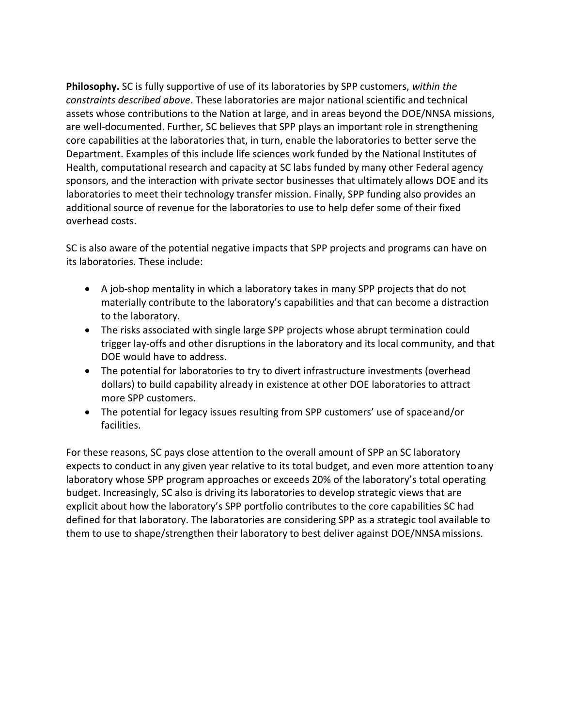**Philosophy.** SC is fully supportive of use of its laboratories by SPP customers, *within the constraints described above*. These laboratories are major national scientific and technical assets whose contributions to the Nation at large, and in areas beyond the DOE/NNSA missions, are well-documented. Further, SC believes that SPP plays an important role in strengthening core capabilities at the laboratories that, in turn, enable the laboratories to better serve the Department. Examples of this include life sciences work funded by the National Institutes of Health, computational research and capacity at SC labs funded by many other Federal agency sponsors, and the interaction with private sector businesses that ultimately allows DOE and its laboratories to meet their technology transfer mission. Finally, SPP funding also provides an additional source of revenue for the laboratories to use to help defer some of their fixed overhead costs.

SC is also aware of the potential negative impacts that SPP projects and programs can have on its laboratories. These include:

- A job-shop mentality in which a laboratory takes in many SPP projects that do not materially contribute to the laboratory's capabilities and that can become a distraction to the laboratory.
- The risks associated with single large SPP projects whose abrupt termination could trigger lay-offs and other disruptions in the laboratory and its local community, and that DOE would have to address.
- The potential for laboratories to try to divert infrastructure investments (overhead dollars) to build capability already in existence at other DOE laboratories to attract more SPP customers.
- The potential for legacy issues resulting from SPP customers' use of space and/or facilities.

For these reasons, SC pays close attention to the overall amount of SPP an SC laboratory expects to conduct in any given year relative to its total budget, and even more attention to any laboratory whose SPP program approaches or exceeds 20% of the laboratory's total operating budget. Increasingly, SC also is driving its laboratories to develop strategic views that are explicit about how the laboratory's SPP portfolio contributes to the core capabilities SC had defined for that laboratory. The laboratories are considering SPP as a strategic tool available to them to use to shape/strengthen their laboratory to best deliver against DOE/NNSA missions.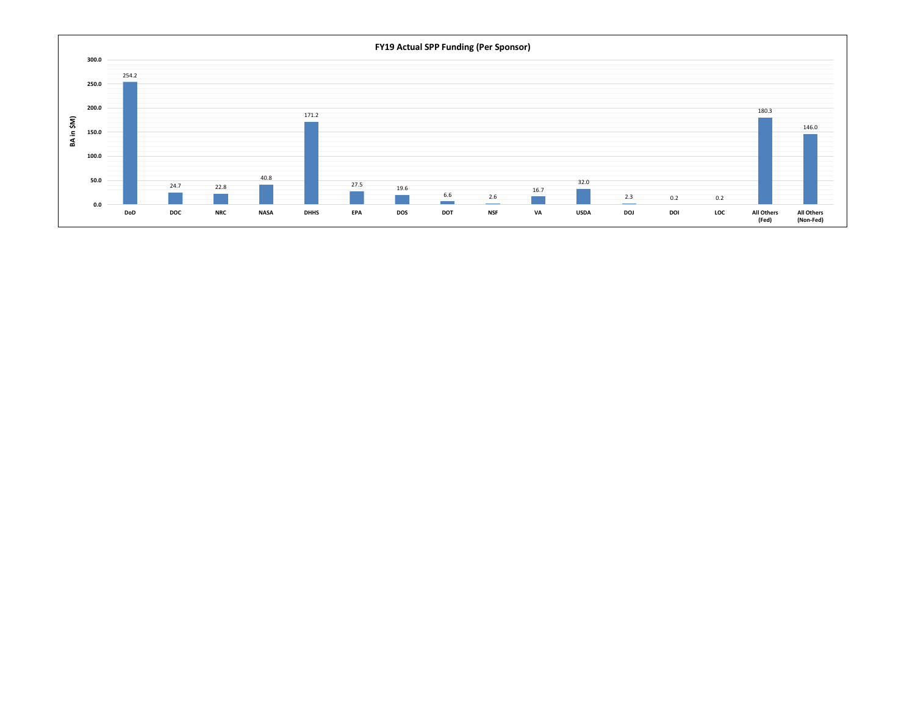**FY19 Actual SPP Funding (Per Sponsor)**

| Sponsor | BA in $M |
|---|---|
| DoD | 254.2 |
| DOC | 24.7 |
| NRC | 22.8 |
| NASA | 40.8 |
| DHHS | 171.2 |
| EPA | 27.5 |
| DOS | 19.6 |
| DOT | 6.6 |
| NSF | 2.6 |
| VA | 16.7 |
| USDA | 32.0 |
| DOJ | 2.3 |
| DOI | 0.2 |
| LOC | 0.2 |
| All Others (Fed) | 180.3 |
| All Others (Non-Fed) | 146.0 |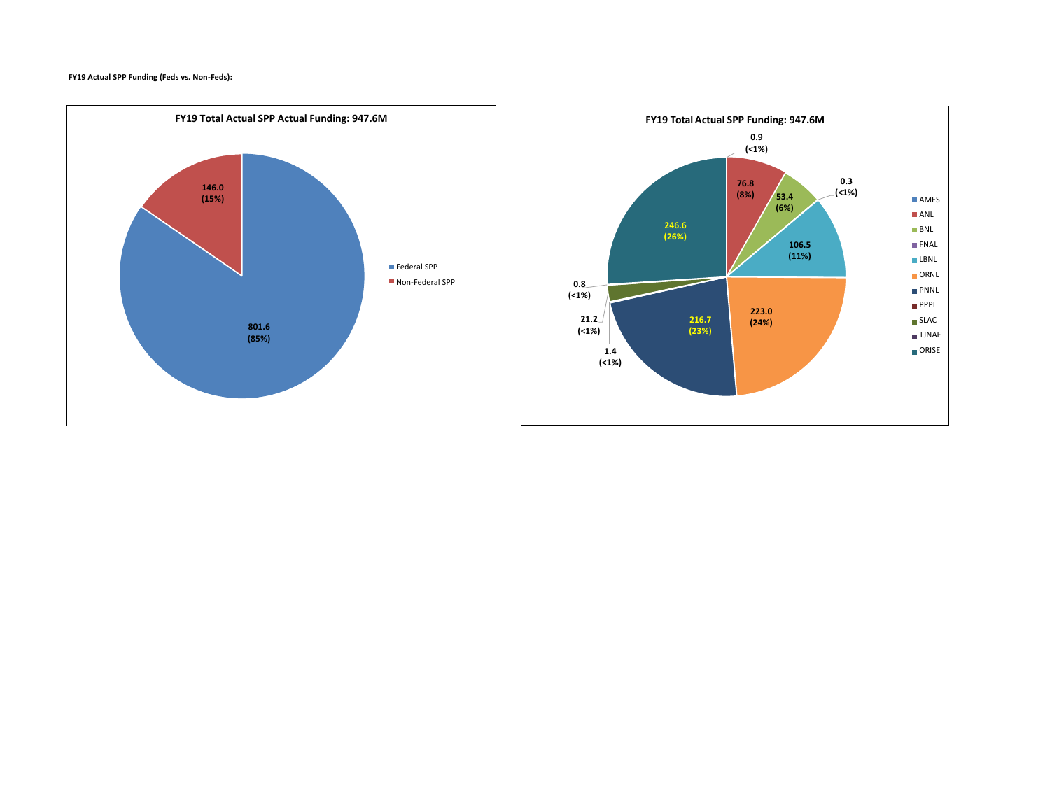**FY19 Actual SPP Funding (Feds vs. Non-Feds):**

FY19 Total Actual SPP Actual Funding: 947.6M

146.0
(15%)

801.6
(85%)

Federal SPP
Non-Federal SPP

FY19 Total Actual SPP Funding: 947.6M

0.9
(<1%)

76.8
(8%)

53.4
(6%)

0.3
(<1%)

106.5
(11%)

223.0
(24%)

216.7
(23%)

1.4
(<1%)

21.2
(<1%)

0.8
(<1%)

246.6
(26%)

AMES
ANL
BNL
FNAL
LBNL
ORNL
PNNL
PPPL
SLAC
TJNAF
ORISE